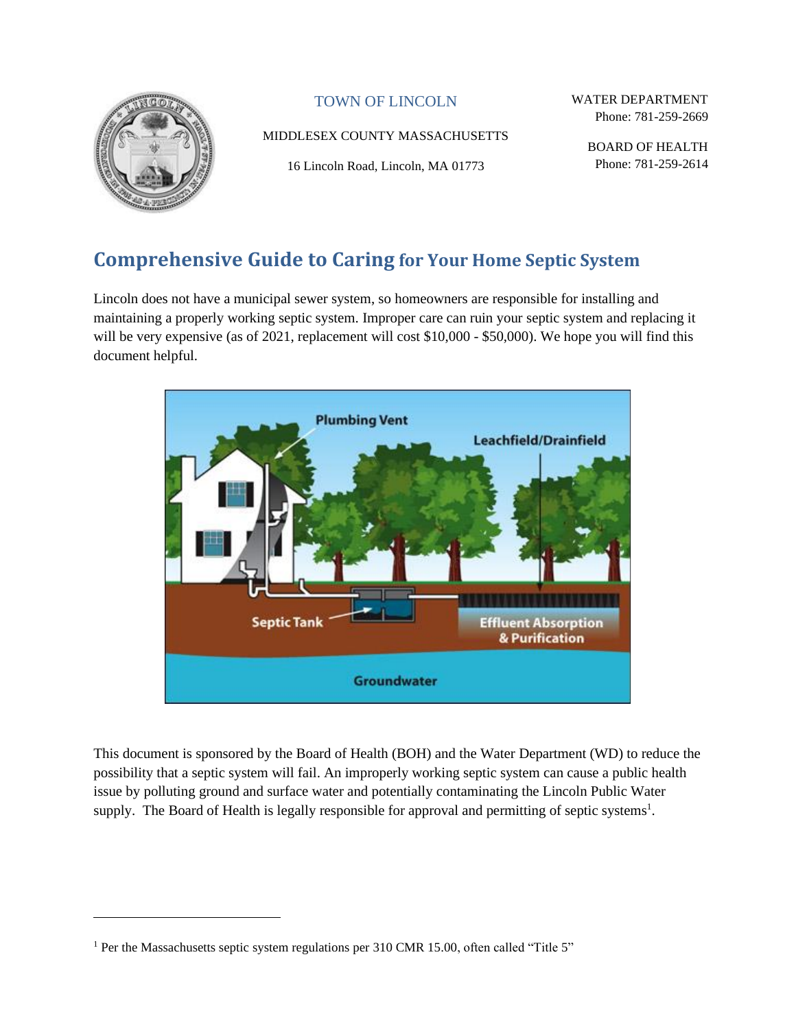TOWN OF LINCOLN

MIDDLESEX COUNTY MASSACHUSETTS

16 Lincoln Road, Lincoln, MA 01773

WATER DEPARTMENT
Phone: 781-259-2669

BOARD OF HEALTH
Phone: 781-259-2614

# Comprehensive Guide to Caring for Your Home Septic System

Lincoln does not have a municipal sewer system, so homeowners are responsible for installing and maintaining a properly working septic system. Improper care can ruin your septic system and replacing it will be very expensive (as of 2021, replacement will cost $10,000 - $50,000). We hope you will find this document helpful.

This document is sponsored by the Board of Health (BOH) and the Water Department (WD) to reduce the possibility that a septic system will fail. An improperly working septic system can cause a public health issue by polluting ground and surface water and potentially contaminating the Lincoln Public Water supply. The Board of Health is legally responsible for approval and permitting of septic systems[1].

[1] Per the Massachusetts septic system regulations per 310 CMR 15.00, often called "Title 5"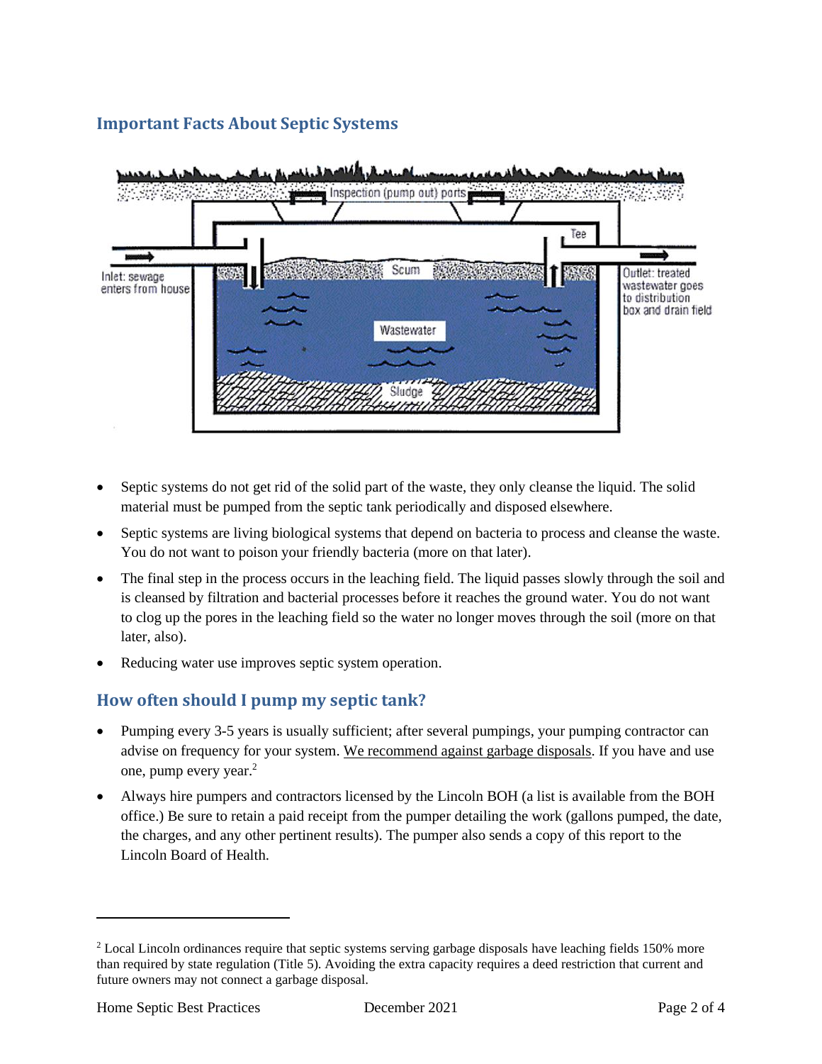## Important Facts About Septic Systems

- Septic systems do not get rid of the solid part of the waste, they only cleanse the liquid. The solid material must be pumped from the septic tank periodically and disposed elsewhere.
- Septic systems are living biological systems that depend on bacteria to process and cleanse the waste. You do not want to poison your friendly bacteria (more on that later).
- The final step in the process occurs in the leaching field. The liquid passes slowly through the soil and is cleansed by filtration and bacterial processes before it reaches the ground water. You do not want to clog up the pores in the leaching field so the water no longer moves through the soil (more on that later, also).
- Reducing water use improves septic system operation.

## How often should I pump my septic tank?

- Pumping every 3-5 years is usually sufficient; after several pumpings, your pumping contractor can advise on frequency for your system. We recommend against garbage disposals. If you have and use one, pump every year.[2]
- Always hire pumpers and contractors licensed by the Lincoln BOH (a list is available from the BOH office.) Be sure to retain a paid receipt from the pumper detailing the work (gallons pumped, the date, the charges, and any other pertinent results). The pumper also sends a copy of this report to the Lincoln Board of Health.

---

[2] Local Lincoln ordinances require that septic systems serving garbage disposals have leaching fields 150% more than required by state regulation (Title 5). Avoiding the extra capacity requires a deed restriction that current and future owners may not connect a garbage disposal.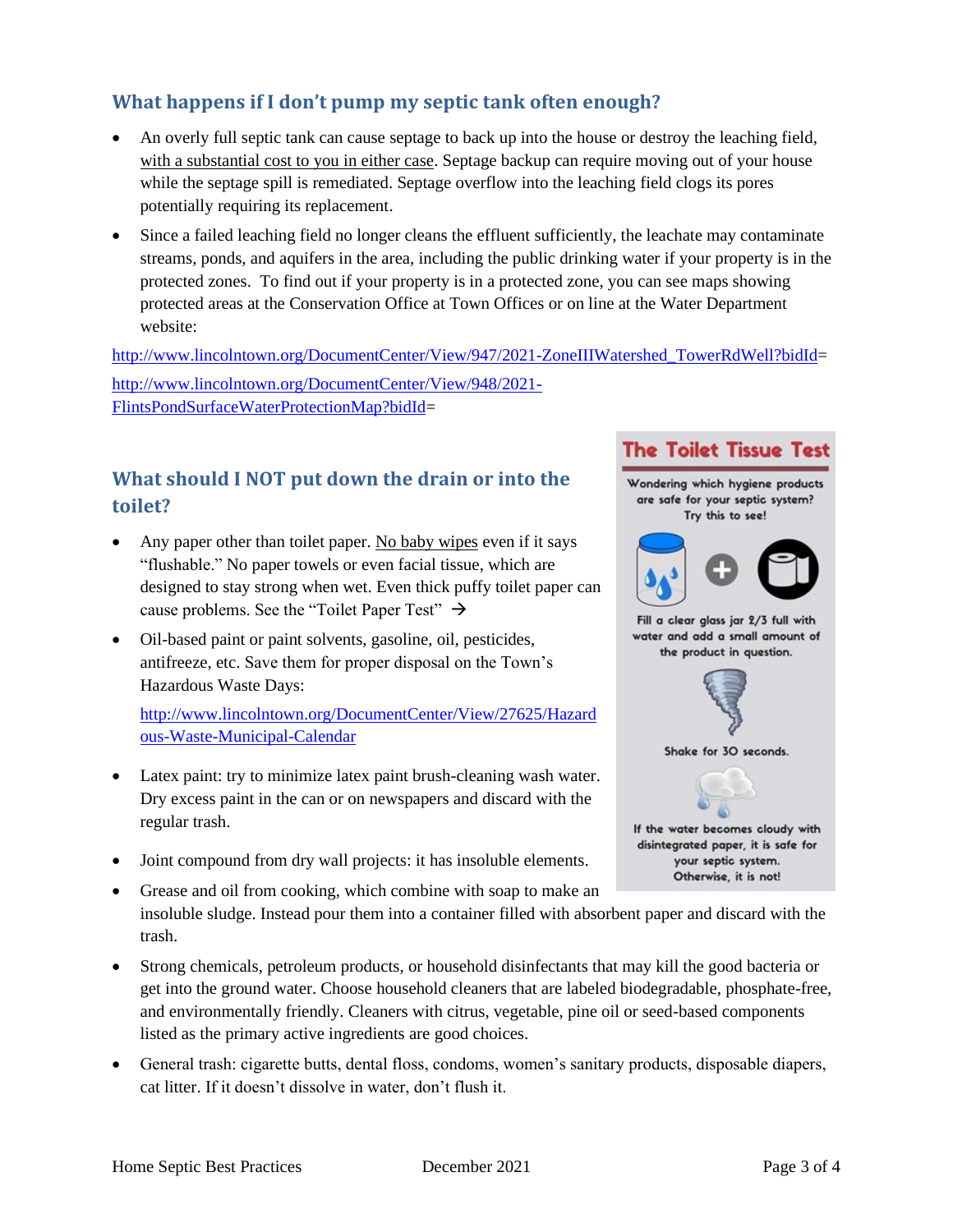## What happens if I don't pump my septic tank often enough?

- An overly full septic tank can cause septage to back up into the house or destroy the leaching field, with a substantial cost to you in either case. Septage backup can require moving out of your house while the septage spill is remediated. Septage overflow into the leaching field clogs its pores potentially requiring its replacement.
- Since a failed leaching field no longer cleans the effluent sufficiently, the leachate may contaminate streams, ponds, and aquifers in the area, including the public drinking water if your property is in the protected zones. To find out if your property is in a protected zone, you can see maps showing protected areas at the Conservation Office at Town Offices or on line at the Water Department website:

http://www.lincolntown.org/DocumentCenter/View/947/2021-ZoneIIIWatershed_TowerRdWell?bidId=

http://www.lincolntown.org/DocumentCenter/View/948/2021-FlintsPondSurfaceWaterProtectionMap?bidId=

## What should I NOT put down the drain or into the toilet?

- Any paper other than toilet paper. No baby wipes even if it says "flushable." No paper towels or even facial tissue, which are designed to stay strong when wet. Even thick puffy toilet paper can cause problems. See the "Toilet Paper Test" →
- Oil-based paint or paint solvents, gasoline, oil, pesticides, antifreeze, etc. Save them for proper disposal on the Town's Hazardous Waste Days:

  http://www.lincolntown.org/DocumentCenter/View/27625/Hazardous-Waste-Municipal-Calendar

- Latex paint: try to minimize latex paint brush-cleaning wash water. Dry excess paint in the can or on newspapers and discard with the regular trash.
- Joint compound from dry wall projects: it has insoluble elements.
- Grease and oil from cooking, which combine with soap to make an insoluble sludge. Instead pour them into a container filled with absorbent paper and discard with the trash.
- Strong chemicals, petroleum products, or household disinfectants that may kill the good bacteria or get into the ground water. Choose household cleaners that are labeled biodegradable, phosphate-free, and environmentally friendly. Cleaners with citrus, vegetable, pine oil or seed-based components listed as the primary active ingredients are good choices.
- General trash: cigarette butts, dental floss, condoms, women's sanitary products, disposable diapers, cat litter. If it doesn't dissolve in water, don't flush it.

### The Toilet Tissue Test

Wondering which hygiene products are safe for your septic system? Try this to see!

Fill a clear glass jar 2/3 full with water and add a small amount of the product in question.

Shake for 30 seconds.

If the water becomes cloudy with disintegrated paper, it is safe for your septic system. Otherwise, it is not!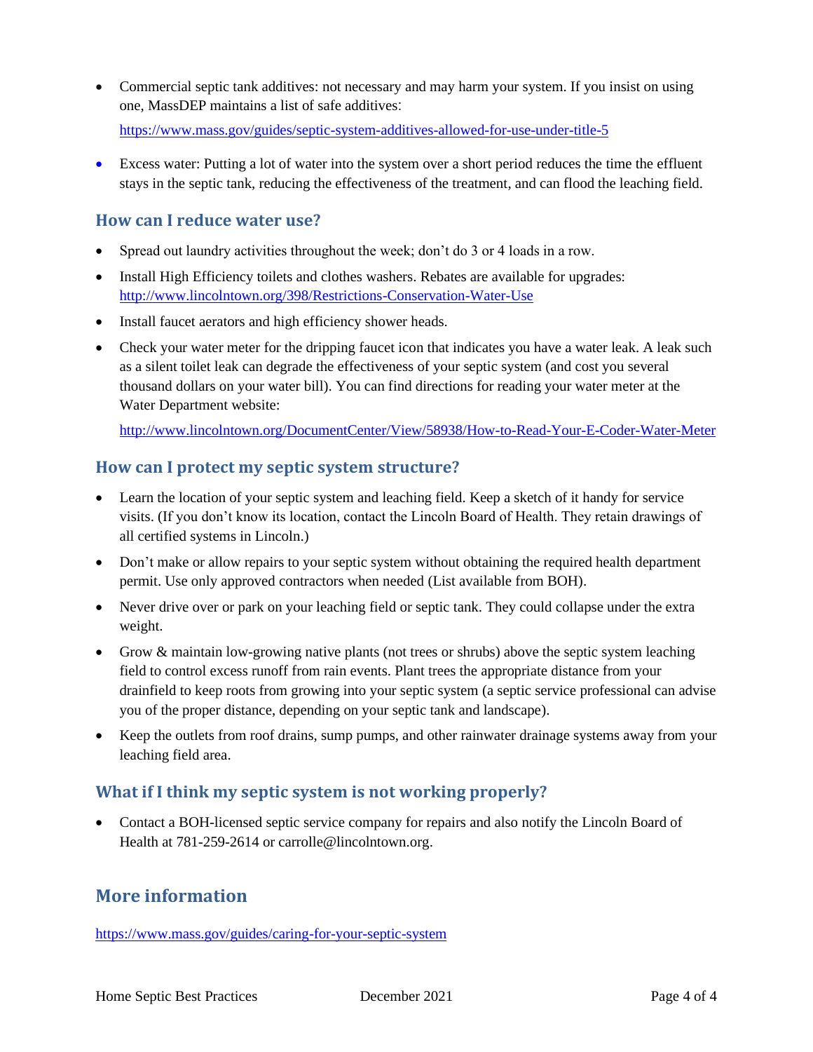- Commercial septic tank additives: not necessary and may harm your system. If you insist on using one, MassDEP maintains a list of safe additives:

  https://www.mass.gov/guides/septic-system-additives-allowed-for-use-under-title-5

- Excess water: Putting a lot of water into the system over a short period reduces the time the effluent stays in the septic tank, reducing the effectiveness of the treatment, and can flood the leaching field.

### How can I reduce water use?

- Spread out laundry activities throughout the week; don't do 3 or 4 loads in a row.
- Install High Efficiency toilets and clothes washers. Rebates are available for upgrades: http://www.lincolntown.org/398/Restrictions-Conservation-Water-Use
- Install faucet aerators and high efficiency shower heads.
- Check your water meter for the dripping faucet icon that indicates you have a water leak. A leak such as a silent toilet leak can degrade the effectiveness of your septic system (and cost you several thousand dollars on your water bill). You can find directions for reading your water meter at the Water Department website:

  http://www.lincolntown.org/DocumentCenter/View/58938/How-to-Read-Your-E-Coder-Water-Meter

### How can I protect my septic system structure?

- Learn the location of your septic system and leaching field. Keep a sketch of it handy for service visits. (If you don't know its location, contact the Lincoln Board of Health. They retain drawings of all certified systems in Lincoln.)
- Don't make or allow repairs to your septic system without obtaining the required health department permit. Use only approved contractors when needed (List available from BOH).
- Never drive over or park on your leaching field or septic tank. They could collapse under the extra weight.
- Grow & maintain low-growing native plants (not trees or shrubs) above the septic system leaching field to control excess runoff from rain events. Plant trees the appropriate distance from your drainfield to keep roots from growing into your septic system (a septic service professional can advise you of the proper distance, depending on your septic tank and landscape).
- Keep the outlets from roof drains, sump pumps, and other rainwater drainage systems away from your leaching field area.

### What if I think my septic system is not working properly?

- Contact a BOH-licensed septic service company for repairs and also notify the Lincoln Board of Health at 781-259-2614 or carrolle@lincolntown.org.

## More information

https://www.mass.gov/guides/caring-for-your-septic-system